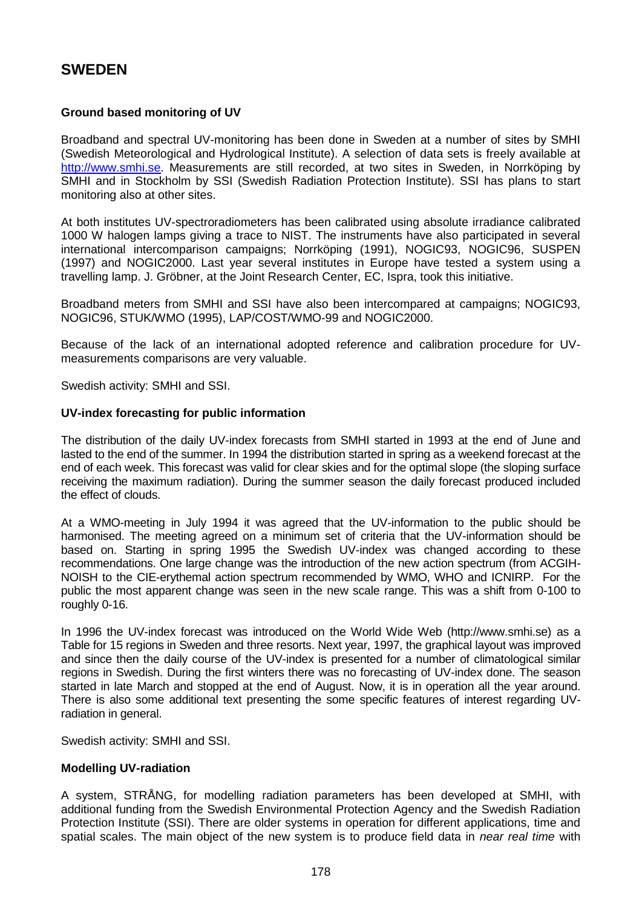# SWEDEN

### Ground based monitoring of UV

Broadband and spectral UV-monitoring has been done in Sweden at a number of sites by SMHI (Swedish Meteorological and Hydrological Institute). A selection of data sets is freely available at [http://www.smhi.se](http://www.smhi.se). Measurements are still recorded, at two sites in Sweden, in Norrköping by SMHI and in Stockholm by SSI (Swedish Radiation Protection Institute). SSI has plans to start monitoring also at other sites.

At both institutes UV-spectroradiometers has been calibrated using absolute irradiance calibrated 1000 W halogen lamps giving a trace to NIST. The instruments have also participated in several international intercomparison campaigns; Norrköping (1991), NOGIC93, NOGIC96, SUSPEN (1997) and NOGIC2000. Last year several institutes in Europe have tested a system using a travelling lamp. J. Gröbner, at the Joint Research Center, EC, Ispra, took this initiative.

Broadband meters from SMHI and SSI have also been intercompared at campaigns; NOGIC93, NOGIC96, STUK/WMO (1995), LAP/COST/WMO-99 and NOGIC2000.

Because of the lack of an international adopted reference and calibration procedure for UV-measurements comparisons are very valuable.

Swedish activity: SMHI and SSI.

### UV-index forecasting for public information

The distribution of the daily UV-index forecasts from SMHI started in 1993 at the end of June and lasted to the end of the summer. In 1994 the distribution started in spring as a weekend forecast at the end of each week. This forecast was valid for clear skies and for the optimal slope (the sloping surface receiving the maximum radiation). During the summer season the daily forecast produced included the effect of clouds.

At a WMO-meeting in July 1994 it was agreed that the UV-information to the public should be harmonised. The meeting agreed on a minimum set of criteria that the UV-information should be based on. Starting in spring 1995 the Swedish UV-index was changed according to these recommendations. One large change was the introduction of the new action spectrum (from ACGIH-NOISH to the CIE-erythemal action spectrum recommended by WMO, WHO and ICNIRP. For the public the most apparent change was seen in the new scale range. This was a shift from 0-100 to roughly 0-16.

In 1996 the UV-index forecast was introduced on the World Wide Web (http://www.smhi.se) as a Table for 15 regions in Sweden and three resorts. Next year, 1997, the graphical layout was improved and since then the daily course of the UV-index is presented for a number of climatological similar regions in Swedish. During the first winters there was no forecasting of UV-index done. The season started in late March and stopped at the end of August. Now, it is in operation all the year around. There is also some additional text presenting the some specific features of interest regarding UV-radiation in general.

Swedish activity: SMHI and SSI.

### Modelling UV-radiation

A system, STRÅNG, for modelling radiation parameters has been developed at SMHI, with additional funding from the Swedish Environmental Protection Agency and the Swedish Radiation Protection Institute (SSI). There are older systems in operation for different applications, time and spatial scales. The main object of the new system is to produce field data in *near real time* with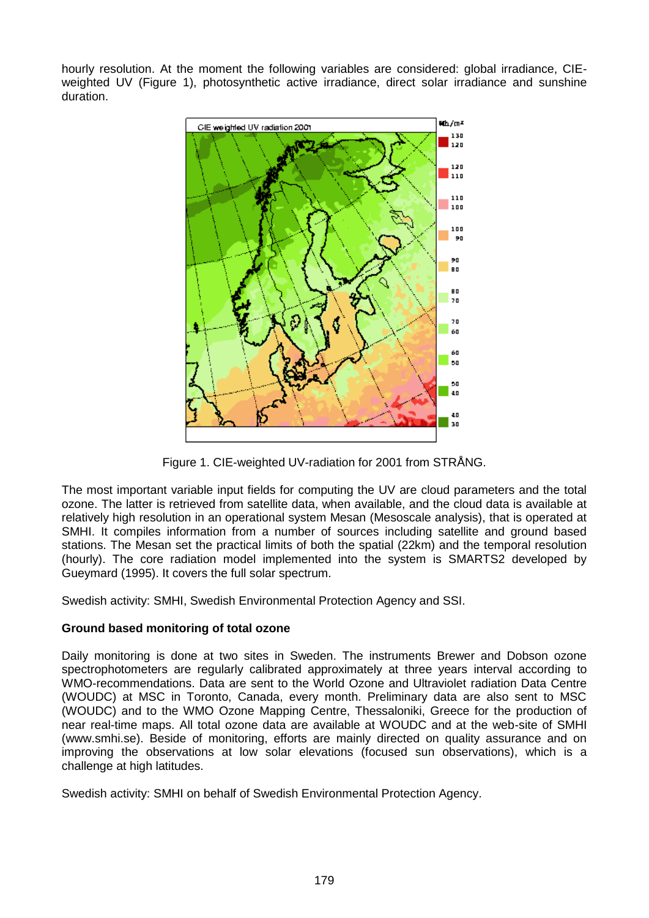hourly resolution. At the moment the following variables are considered: global irradiance, CIE-weighted UV (Figure 1), photosynthetic active irradiance, direct solar irradiance and sunshine duration.

Figure 1. CIE-weighted UV-radiation for 2001 from STRÅNG.

The most important variable input fields for computing the UV are cloud parameters and the total ozone. The latter is retrieved from satellite data, when available, and the cloud data is available at relatively high resolution in an operational system Mesan (Mesoscale analysis), that is operated at SMHI. It compiles information from a number of sources including satellite and ground based stations. The Mesan set the practical limits of both the spatial (22km) and the temporal resolution (hourly). The core radiation model implemented into the system is SMARTS2 developed by Gueymard (1995). It covers the full solar spectrum.

Swedish activity: SMHI, Swedish Environmental Protection Agency and SSI.

**Ground based monitoring of total ozone**

Daily monitoring is done at two sites in Sweden. The instruments Brewer and Dobson ozone spectrophotometers are regularly calibrated approximately at three years interval according to WMO-recommendations. Data are sent to the World Ozone and Ultraviolet radiation Data Centre (WOUDC) at MSC in Toronto, Canada, every month. Preliminary data are also sent to MSC (WOUDC) and to the WMO Ozone Mapping Centre, Thessaloniki, Greece for the production of near real-time maps. All total ozone data are available at WOUDC and at the web-site of SMHI (www.smhi.se). Beside of monitoring, efforts are mainly directed on quality assurance and on improving the observations at low solar elevations (focused sun observations), which is a challenge at high latitudes.

Swedish activity: SMHI on behalf of Swedish Environmental Protection Agency.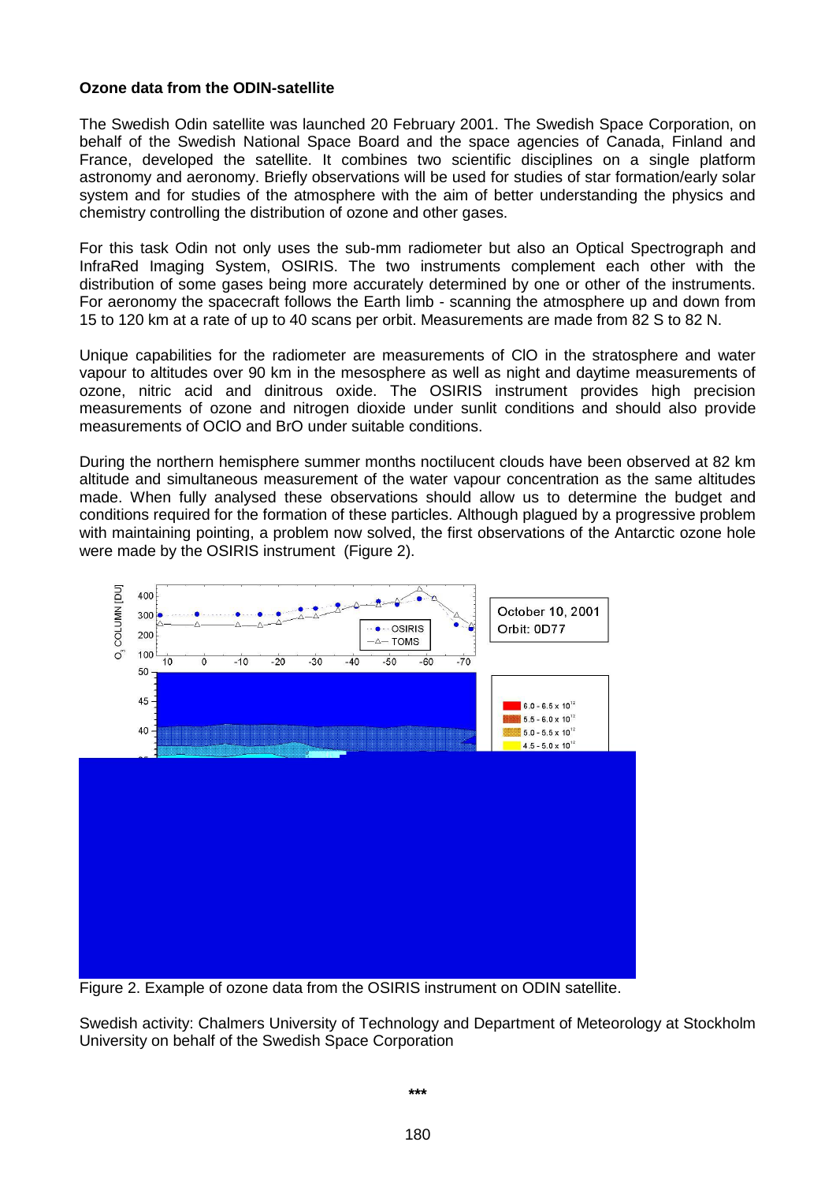### Ozone data from the ODIN-satellite

The Swedish Odin satellite was launched 20 February 2001. The Swedish Space Corporation, on behalf of the Swedish National Space Board and the space agencies of Canada, Finland and France, developed the satellite. It combines two scientific disciplines on a single platform astronomy and aeronomy. Briefly observations will be used for studies of star formation/early solar system and for studies of the atmosphere with the aim of better understanding the physics and chemistry controlling the distribution of ozone and other gases.

For this task Odin not only uses the sub-mm radiometer but also an Optical Spectrograph and InfraRed Imaging System, OSIRIS. The two instruments complement each other with the distribution of some gases being more accurately determined by one or other of the instruments. For aeronomy the spacecraft follows the Earth limb - scanning the atmosphere up and down from 15 to 120 km at a rate of up to 40 scans per orbit. Measurements are made from 82 S to 82 N.

Unique capabilities for the radiometer are measurements of ClO in the stratosphere and water vapour to altitudes over 90 km in the mesosphere as well as night and daytime measurements of ozone, nitric acid and dinitrous oxide. The OSIRIS instrument provides high precision measurements of ozone and nitrogen dioxide under sunlit conditions and should also provide measurements of OClO and BrO under suitable conditions.

During the northern hemisphere summer months noctilucent clouds have been observed at 82 km altitude and simultaneous measurement of the water vapour concentration as the same altitudes made. When fully analysed these observations should allow us to determine the budget and conditions required for the formation of these particles. Although plagued by a progressive problem with maintaining pointing, a problem now solved, the first observations of the Antarctic ozone hole were made by the OSIRIS instrument (Figure 2).

$O_3$ COLUMN [DU]
400
300
200
100
10 0 -10 -20 -30 -40 -50 -60 -70
OSIRIS
TOMS
October 10, 2001
Orbit: 0D77
50
45
40
6.0 - 6.5 x $10^{12}$
5.5 - 6.0 x $10^{12}$
5.0 - 5.5 x $10^{12}$
4.5 - 5.0 x $10^{12}$

Figure 2. Example of ozone data from the OSIRIS instrument on ODIN satellite.

Swedish activity: Chalmers University of Technology and Department of Meteorology at Stockholm University on behalf of the Swedish Space Corporation

***